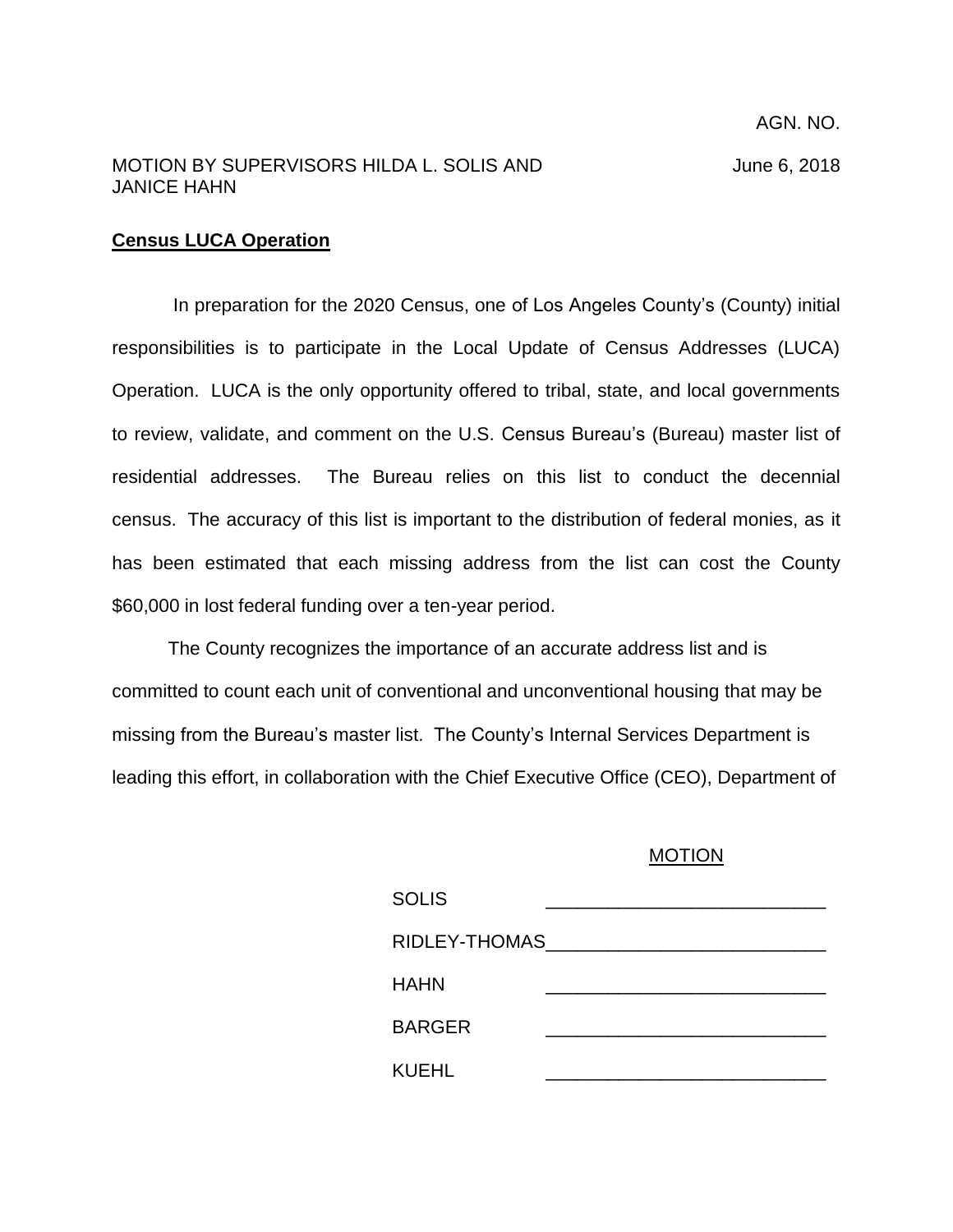AGN. NO.

MOTION BY SUPERVISORS HILDA L. SOLIS AND JANICE HAHN

June 6, 2018

**Census LUCA Operation**

In preparation for the 2020 Census, one of Los Angeles County's (County) initial responsibilities is to participate in the Local Update of Census Addresses (LUCA) Operation. LUCA is the only opportunity offered to tribal, state, and local governments to review, validate, and comment on the U.S. Census Bureau's (Bureau) master list of residential addresses. The Bureau relies on this list to conduct the decennial census. The accuracy of this list is important to the distribution of federal monies, as it has been estimated that each missing address from the list can cost the County $60,000 in lost federal funding over a ten-year period.

The County recognizes the importance of an accurate address list and is committed to count each unit of conventional and unconventional housing that may be missing from the Bureau's master list. The County's Internal Services Department is leading this effort, in collaboration with the Chief Executive Office (CEO), Department of

MOTION

| | |
|---|---|
| SOLIS | ___________________________ |
| RIDLEY-THOMAS | ___________________________ |
| HAHN | ___________________________ |
| BARGER | ___________________________ |
| KUEHL | ___________________________ |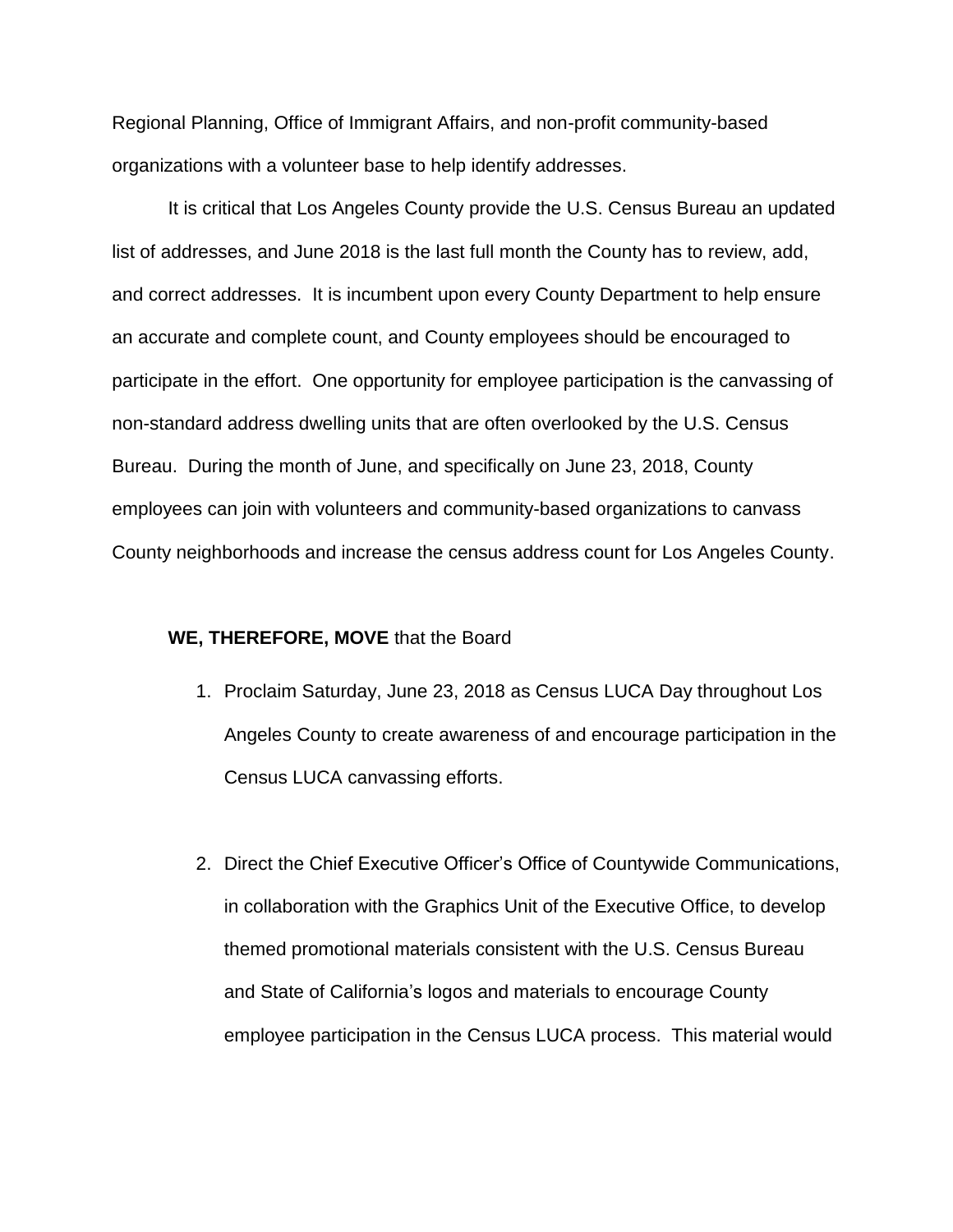Regional Planning, Office of Immigrant Affairs, and non-profit community-based organizations with a volunteer base to help identify addresses.

It is critical that Los Angeles County provide the U.S. Census Bureau an updated list of addresses, and June 2018 is the last full month the County has to review, add, and correct addresses. It is incumbent upon every County Department to help ensure an accurate and complete count, and County employees should be encouraged to participate in the effort. One opportunity for employee participation is the canvassing of non-standard address dwelling units that are often overlooked by the U.S. Census Bureau. During the month of June, and specifically on June 23, 2018, County employees can join with volunteers and community-based organizations to canvass County neighborhoods and increase the census address count for Los Angeles County.

**WE, THEREFORE, MOVE** that the Board

1. Proclaim Saturday, June 23, 2018 as Census LUCA Day throughout Los Angeles County to create awareness of and encourage participation in the Census LUCA canvassing efforts.

2. Direct the Chief Executive Officer's Office of Countywide Communications, in collaboration with the Graphics Unit of the Executive Office, to develop themed promotional materials consistent with the U.S. Census Bureau and State of California's logos and materials to encourage County employee participation in the Census LUCA process. This material would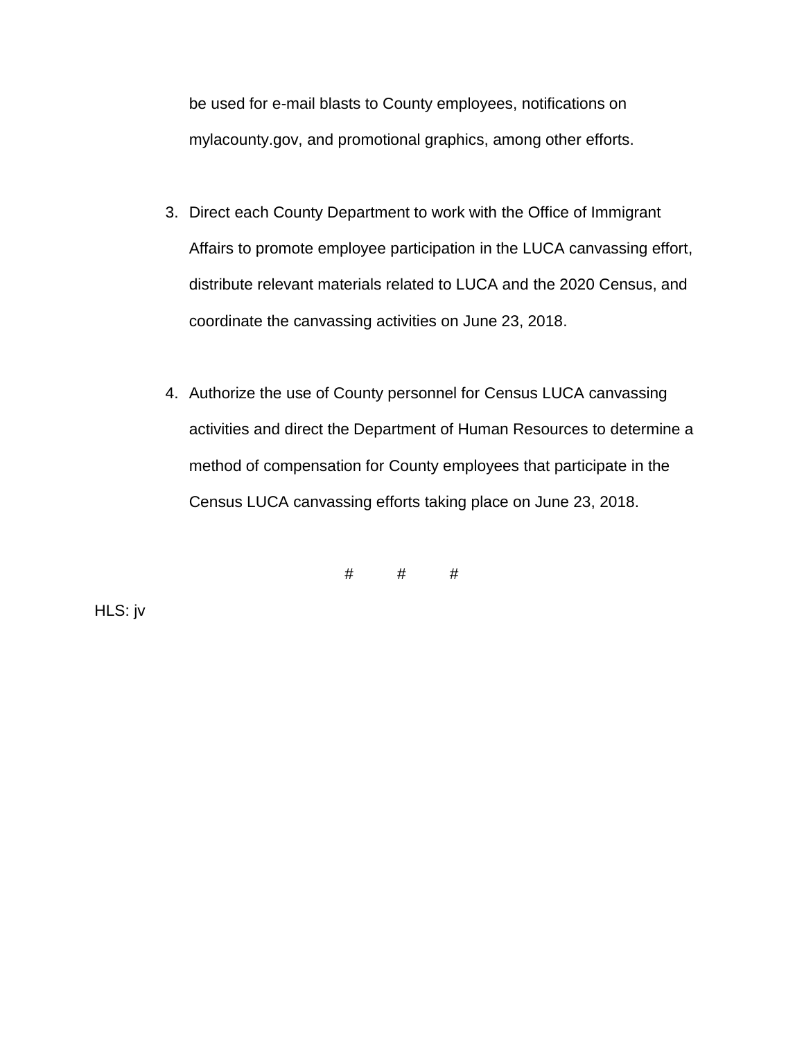be used for e-mail blasts to County employees, notifications on mylacounty.gov, and promotional graphics, among other efforts.

3. Direct each County Department to work with the Office of Immigrant Affairs to promote employee participation in the LUCA canvassing effort, distribute relevant materials related to LUCA and the 2020 Census, and coordinate the canvassing activities on June 23, 2018.

4. Authorize the use of County personnel for Census LUCA canvassing activities and direct the Department of Human Resources to determine a method of compensation for County employees that participate in the Census LUCA canvassing efforts taking place on June 23, 2018.

# # #

HLS: jv